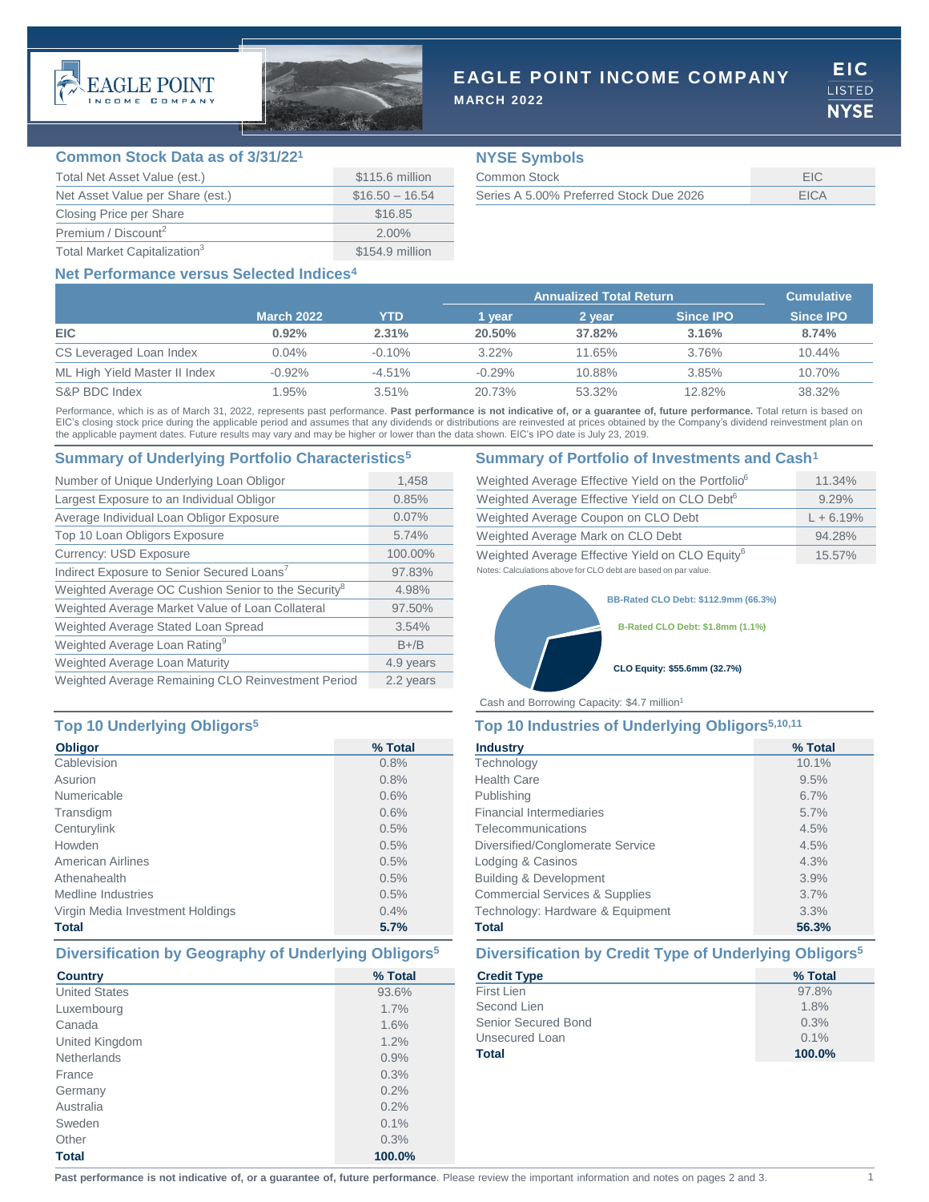# EAGLE POINT INCOME COMPANY

**MARCH 2022**

EIC LISTED NYSE

## Common Stock Data as of 3/31/22[1]

| | |
|---|---|
| Total Net Asset Value (est.) | $115.6 million |
| Net Asset Value per Share (est.) | $16.50 – 16.54 |
| Closing Price per Share | $16.85 |
| Premium / Discount[2] | 2.00% |
| Total Market Capitalization[3] | $154.9 million |

## NYSE Symbols

| | |
|---|---|
| Common Stock | EIC |
| Series A 5.00% Preferred Stock Due 2026 | EICA |

## Net Performance versus Selected Indices[4]

| | | | Annualized Total Return | | | Cumulative |
|---|---|---|---|---|---|---|
| | March 2022 | YTD | 1 year | 2 year | Since IPO | Since IPO |
| **EIC** | **0.92%** | **2.31%** | **20.50%** | **37.82%** | **3.16%** | **8.74%** |
| CS Leveraged Loan Index | 0.04% | -0.10% | 3.22% | 11.65% | 3.76% | 10.44% |
| ML High Yield Master II Index | -0.92% | -4.51% | -0.29% | 10.88% | 3.85% | 10.70% |
| S&P BDC Index | 1.95% | 3.51% | 20.73% | 53.32% | 12.82% | 38.32% |

Performance, which is as of March 31, 2022, represents past performance. **Past performance is not indicative of, or a guarantee of, future performance.** Total return is based on EIC's closing stock price during the applicable period and assumes that any dividends or distributions are reinvested at prices obtained by the Company's dividend reinvestment plan on the applicable payment dates. Future results may vary and may be higher or lower than the data shown. EIC's IPO date is July 23, 2019.

## Summary of Underlying Portfolio Characteristics[5]

| | |
|---|---|
| Number of Unique Underlying Loan Obligor | 1,458 |
| Largest Exposure to an Individual Obligor | 0.85% |
| Average Individual Loan Obligor Exposure | 0.07% |
| Top 10 Loan Obligors Exposure | 5.74% |
| Currency: USD Exposure | 100.00% |
| Indirect Exposure to Senior Secured Loans[7] | 97.83% |
| Weighted Average OC Cushion Senior to the Security[8] | 4.98% |
| Weighted Average Market Value of Loan Collateral | 97.50% |
| Weighted Average Stated Loan Spread | 3.54% |
| Weighted Average Loan Rating[9] | B+/B |
| Weighted Average Loan Maturity | 4.9 years |
| Weighted Average Remaining CLO Reinvestment Period | 2.2 years |

## Summary of Portfolio of Investments and Cash[1]

| | |
|---|---|
| Weighted Average Effective Yield on the Portfolio[6] | 11.34% |
| Weighted Average Effective Yield on CLO Debt[6] | 9.29% |
| Weighted Average Coupon on CLO Debt | L + 6.19% |
| Weighted Average Mark on CLO Debt | 94.28% |
| Weighted Average Effective Yield on CLO Equity[6] | 15.57% |

Notes: Calculations above for CLO debt are based on par value.

BB-Rated CLO Debt: $112.9mm (66.3%)

B-Rated CLO Debt: $1.8mm (1.1%)

CLO Equity: $55.6mm (32.7%)

Cash and Borrowing Capacity: $4.7 million[1]

## Top 10 Underlying Obligors[5]

| Obligor | % Total |
|---|---|
| Cablevision | 0.8% |
| Asurion | 0.8% |
| Numericable | 0.6% |
| Transdigm | 0.6% |
| Centurylink | 0.5% |
| Howden | 0.5% |
| American Airlines | 0.5% |
| Athenahealth | 0.5% |
| Medline Industries | 0.5% |
| Virgin Media Investment Holdings | 0.4% |
| **Total** | **5.7%** |

## Top 10 Industries of Underlying Obligors[5,10,11]

| Industry | % Total |
|---|---|
| Technology | 10.1% |
| Health Care | 9.5% |
| Publishing | 6.7% |
| Financial Intermediaries | 5.7% |
| Telecommunications | 4.5% |
| Diversified/Conglomerate Service | 4.5% |
| Lodging & Casinos | 4.3% |
| Building & Development | 3.9% |
| Commercial Services & Supplies | 3.7% |
| Technology: Hardware & Equipment | 3.3% |
| **Total** | **56.3%** |

## Diversification by Geography of Underlying Obligors[5]

| Country | % Total |
|---|---|
| United States | 93.6% |
| Luxembourg | 1.7% |
| Canada | 1.6% |
| United Kingdom | 1.2% |
| Netherlands | 0.9% |
| France | 0.3% |
| Germany | 0.2% |
| Australia | 0.2% |
| Sweden | 0.1% |
| Other | 0.3% |
| **Total** | **100.0%** |

## Diversification by Credit Type of Underlying Obligors[5]

| Credit Type | % Total |
|---|---|
| First Lien | 97.8% |
| Second Lien | 1.8% |
| Senior Secured Bond | 0.3% |
| Unsecured Loan | 0.1% |
| **Total** | **100.0%** |

**Past performance is not indicative of, or a guarantee of, future performance**. Please review the important information and notes on pages 2 and 3.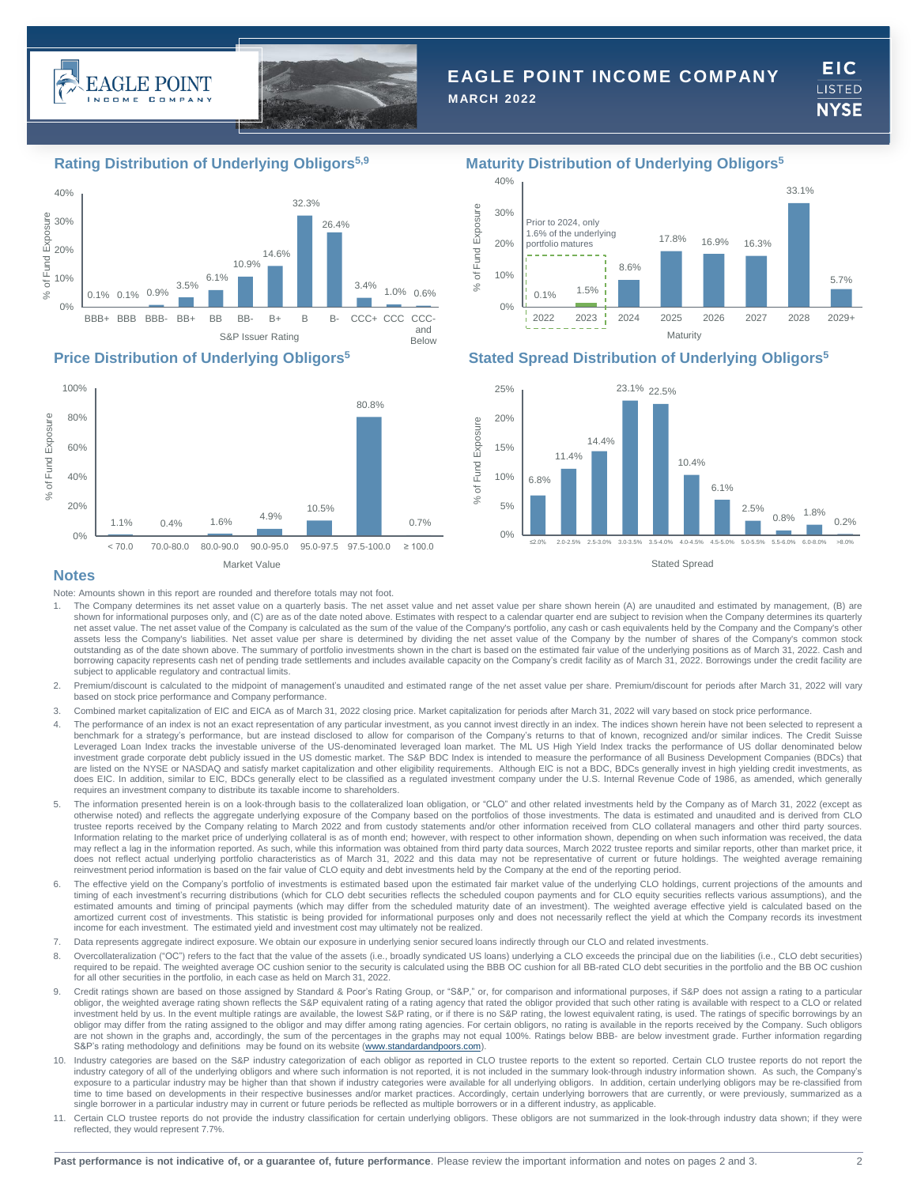# EAGLE POINT INCOME COMPANY

**MARCH 2022**

EIC LISTED NYSE

## Rating Distribution of Underlying Obligors[5,9]

| S&P Issuer Rating | % of Fund Exposure |
|---|---|
| BBB+ | 0.1% |
| BBB | 0.1% |
| BBB- | 0.9% |
| BB+ | 3.5% |
| BB | 6.1% |
| BB- | 10.9% |
| B+ | 14.6% |
| B | 32.3% |
| B- | 26.4% |
| CCC+ | 3.4% |
| CCC | 1.0% |
| CCC- and Below | 0.6% |

## Maturity Distribution of Underlying Obligors[5]

Prior to 2024, only 1.6% of the underlying portfolio matures

| Maturity | % of Fund Exposure |
|---|---|
| 2022 | 0.1% |
| 2023 | 1.5% |
| 2024 | 8.6% |
| 2025 | 17.8% |
| 2026 | 16.9% |
| 2027 | 16.3% |
| 2028 | 33.1% |
| 2029+ | 5.7% |

## Price Distribution of Underlying Obligors[5]

| Market Value | % of Fund Exposure |
|---|---|
| < 70.0 | 1.1% |
| 70.0-80.0 | 0.4% |
| 80.0-90.0 | 1.6% |
| 90.0-95.0 | 4.9% |
| 95.0-97.5 | 10.5% |
| 97.5-100.0 | 80.8% |
| ≥ 100.0 | 0.7% |

## Stated Spread Distribution of Underlying Obligors[5]

| Stated Spread | % of Fund Exposure |
|---|---|
| ≤2.0% | 6.8% |
| 2.0-2.5% | 11.4% |
| 2.5-3.0% | 14.4% |
| 3.0-3.5% | 23.1% |
| 3.5-4.0% | 22.5% |
| 4.0-4.5% | 10.4% |
| 4.5-5.0% | 6.1% |
| 5.0-5.5% | 2.5% |
| 5.5-6.0% | 0.8% |
| 6.0-8.0% | 1.8% |
| >8.0% | 0.2% |

## Notes

Note: Amounts shown in this report are rounded and therefore totals may not foot.

1. The Company determines its net asset value on a quarterly basis. The net asset value and net asset value per share shown herein (A) are unaudited and estimated by management, (B) are shown for informational purposes only, and (C) are as of the date noted above. Estimates with respect to a calendar quarter end are subject to revision when the Company determines its quarterly net asset value. The net asset value of the Company is calculated as the sum of the value of the Company's portfolio, any cash or cash equivalents held by the Company and the Company's other assets less the Company's liabilities. Net asset value per share is determined by dividing the net asset value of the Company by the number of shares of the Company's common stock outstanding as of the date shown above. The summary of portfolio investments shown in the chart is based on the estimated fair value of the underlying positions as of March 31, 2022. Cash and borrowing capacity represents cash net of pending trade settlements and includes available capacity on the Company's credit facility as of March 31, 2022. Borrowings under the credit facility are subject to applicable regulatory and contractual limits.
2. Premium/discount is calculated to the midpoint of management's unaudited and estimated range of the net asset value per share. Premium/discount for periods after March 31, 2022 will vary based on stock price performance and Company performance.
3. Combined market capitalization of EIC and EICA as of March 31, 2022 closing price. Market capitalization for periods after March 31, 2022 will vary based on stock price performance.
4. The performance of an index is not an exact representation of any particular investment, as you cannot invest directly in an index. The indices shown herein have not been selected to represent a benchmark for a strategy's performance, but are instead disclosed to allow for comparison of the Company's returns to that of known, recognized and/or similar indices. The Credit Suisse Leveraged Loan Index tracks the investable universe of the US-denominated leveraged loan market. The ML US High Yield Index tracks the performance of US dollar denominated below investment grade corporate debt publicly issued in the US domestic market. The S&P BDC Index is intended to measure the performance of all Business Development Companies (BDCs) that are listed on the NYSE or NASDAQ and satisfy market capitalization and other eligibility requirements. Although EIC is not a BDC, BDCs generally invest in high yielding credit investments, as does EIC. In addition, similar to EIC, BDCs generally elect to be classified as a regulated investment company under the U.S. Internal Revenue Code of 1986, as amended, which generally requires an investment company to distribute its taxable income to shareholders.
5. The information presented herein is on a look-through basis to the collateralized loan obligation, or "CLO" and other related investments held by the Company as of March 31, 2022 (except as otherwise noted) and reflects the aggregate underlying exposure of the Company based on the portfolios of those investments. The data is estimated and unaudited and is derived from CLO trustee reports received by the Company relating to March 2022 and from custody statements and/or other information received from CLO collateral managers and other third party sources. Information relating to the market price of underlying collateral is as of month end; however, with respect to other information shown, depending on when such information was received, the data may reflect a lag in the information reported. As such, while this information was obtained from third party data sources, March 2022 trustee reports and similar reports, other than market price, it does not reflect actual underlying portfolio characteristics as of March 31, 2022 and this data may not be representative of current or future holdings. The weighted average remaining reinvestment period information is based on the fair value of CLO equity and debt investments held by the Company at the end of the reporting period.
6. The effective yield on the Company's portfolio of investments is estimated based upon the estimated fair market value of the underlying CLO holdings, current projections of the amounts and timing of each investment's recurring distributions (which for CLO debt securities reflects the scheduled coupon payments and for CLO equity securities reflects various assumptions), and the estimated amounts and timing of principal payments (which may differ from the scheduled maturity date of an investment). The weighted average effective yield is calculated based on the amortized current cost of investments. This statistic is being provided for informational purposes only and does not necessarily reflect the yield at which the Company records its investment income for each investment. The estimated yield and investment cost may ultimately not be realized.
7. Data represents aggregate indirect exposure. We obtain our exposure in underlying senior secured loans indirectly through our CLO and related investments.
8. Overcollateralization ("OC") refers to the fact that the value of the assets (i.e., broadly syndicated US loans) underlying a CLO exceeds the principal due on the liabilities (i.e., CLO debt securities) required to be repaid. The weighted average OC cushion senior to the security is calculated using the BBB OC cushion for all BB-rated CLO debt securities in the portfolio and the BB OC cushion for all other securities in the portfolio, in each case as held on March 31, 2022.
9. Credit ratings shown are based on those assigned by Standard & Poor's Rating Group, or "S&P," or, for comparison and informational purposes, if S&P does not assign a rating to a particular obligor, the weighted average rating shown reflects the S&P equivalent rating of a rating agency that rated the obligor provided that such other rating is available with respect to a CLO or related investment held by us. In the event multiple ratings are available, the lowest S&P rating, or if there is no S&P rating, the lowest equivalent rating, is used. The ratings of specific borrowings by an obligor may differ from the rating assigned to the obligor and may differ among rating agencies. For certain obligors, no rating is available in the reports received by the Company. Such obligors are not shown in the graphs and, accordingly, the sum of the percentages in the graphs may not equal 100%. Ratings below BBB- are below investment grade. Further information regarding S&P's rating methodology and definitions may be found on its website (www.standardandpoors.com).
10. Industry categories are based on the S&P industry categorization of each obligor as reported in CLO trustee reports to the extent so reported. Certain CLO trustee reports do not report the industry category of all of the underlying obligors and where such information is not reported, it is not included in the summary look-through industry information shown. As such, the Company's exposure to a particular industry may be higher than that shown if industry categories were available for all underlying obligors. In addition, certain underlying obligors may be re-classified from time to time based on developments in their respective businesses and/or market practices. Accordingly, certain underlying borrowers that are currently, or were previously, summarized as a single borrower in a particular industry may in current or future periods be reflected as multiple borrowers or in a different industry, as applicable.
11. Certain CLO trustee reports do not provide the industry classification for certain underlying obligors. These obligors are not summarized in the look-through industry data shown; if they were reflected, they would represent 7.7%.

**Past performance is not indicative of, or a guarantee of, future performance**. Please review the important information and notes on pages 2 and 3.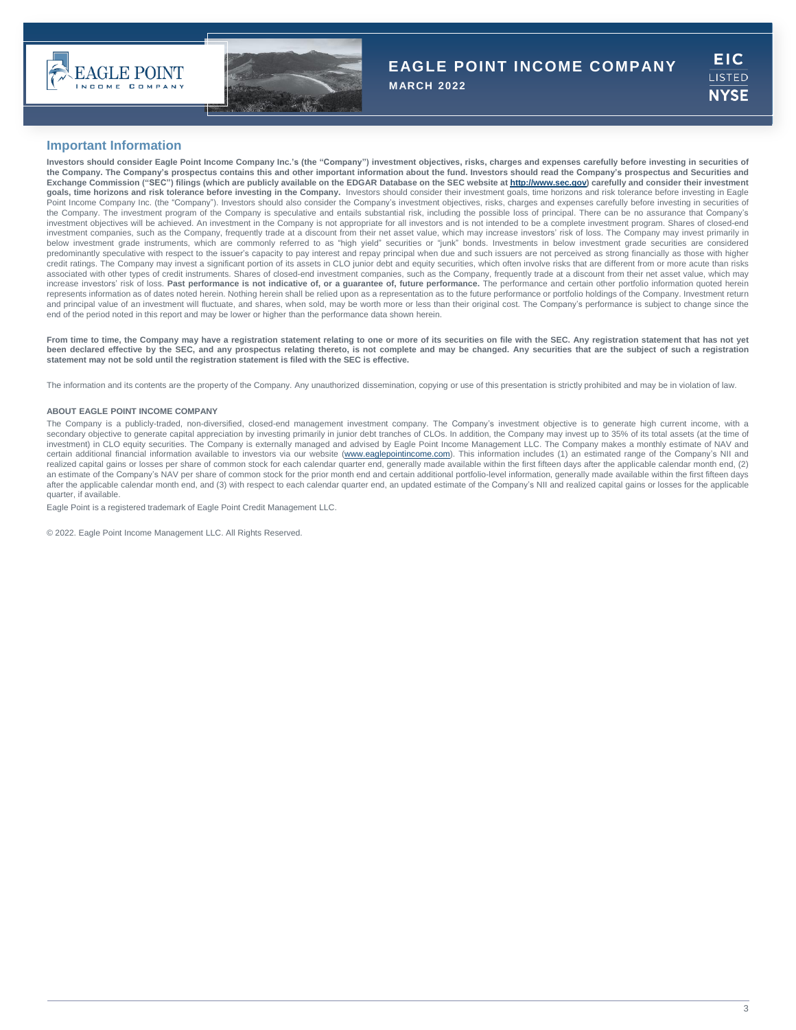## Important Information

**Investors should consider Eagle Point Income Company Inc.'s (the "Company") investment objectives, risks, charges and expenses carefully before investing in securities of the Company. The Company's prospectus contains this and other important information about the fund. Investors should read the Company's prospectus and Securities and Exchange Commission ("SEC") filings (which are publicly available on the EDGAR Database on the SEC website at http://www.sec.gov) carefully and consider their investment goals, time horizons and risk tolerance before investing in the Company.** Investors should consider their investment goals, time horizons and risk tolerance before investing in Eagle Point Income Company Inc. (the "Company"). Investors should also consider the Company's investment objectives, risks, charges and expenses carefully before investing in securities of the Company. The investment program of the Company is speculative and entails substantial risk, including the possible loss of principal. There can be no assurance that Company's investment objectives will be achieved. An investment in the Company is not appropriate for all investors and is not intended to be a complete investment program. Shares of closed-end investment companies, such as the Company, frequently trade at a discount from their net asset value, which may increase investors' risk of loss. The Company may invest primarily in below investment grade instruments, which are commonly referred to as "high yield" securities or "junk" bonds. Investments in below investment grade securities are considered predominantly speculative with respect to the issuer's capacity to pay interest and repay principal when due and such issuers are not perceived as strong financially as those with higher credit ratings. The Company may invest a significant portion of its assets in CLO junior debt and equity securities, which often involve risks that are different from or more acute than risks associated with other types of credit instruments. Shares of closed-end investment companies, such as the Company, frequently trade at a discount from their net asset value, which may increase investors' risk of loss. **Past performance is not indicative of, or a guarantee of, future performance.** The performance and certain other portfolio information quoted herein represents information as of dates noted herein. Nothing herein shall be relied upon as a representation as to the future performance or portfolio holdings of the Company. Investment return and principal value of an investment will fluctuate, and shares, when sold, may be worth more or less than their original cost. The Company's performance is subject to change since the end of the period noted in this report and may be lower or higher than the performance data shown herein.

**From time to time, the Company may have a registration statement relating to one or more of its securities on file with the SEC. Any registration statement that has not yet been declared effective by the SEC, and any prospectus relating thereto, is not complete and may be changed. Any securities that are the subject of such a registration statement may not be sold until the registration statement is filed with the SEC is effective.**

The information and its contents are the property of the Company. Any unauthorized dissemination, copying or use of this presentation is strictly prohibited and may be in violation of law.

**ABOUT EAGLE POINT INCOME COMPANY**

The Company is a publicly-traded, non-diversified, closed-end management investment company. The Company's investment objective is to generate high current income, with a secondary objective to generate capital appreciation by investing primarily in junior debt tranches of CLOs. In addition, the Company may invest up to 35% of its total assets (at the time of investment) in CLO equity securities. The Company is externally managed and advised by Eagle Point Income Management LLC. The Company makes a monthly estimate of NAV and certain additional financial information available to investors via our website (www.eaglepointincome.com). This information includes (1) an estimated range of the Company's NII and realized capital gains or losses per share of common stock for each calendar quarter end, generally made available within the first fifteen days after the applicable calendar month end, (2) an estimate of the Company's NAV per share of common stock for the prior month end and certain additional portfolio-level information, generally made available within the first fifteen days after the applicable calendar month end, and (3) with respect to each calendar quarter end, an updated estimate of the Company's NII and realized capital gains or losses for the applicable quarter, if available.

Eagle Point is a registered trademark of Eagle Point Credit Management LLC.

© 2022. Eagle Point Income Management LLC. All Rights Reserved.